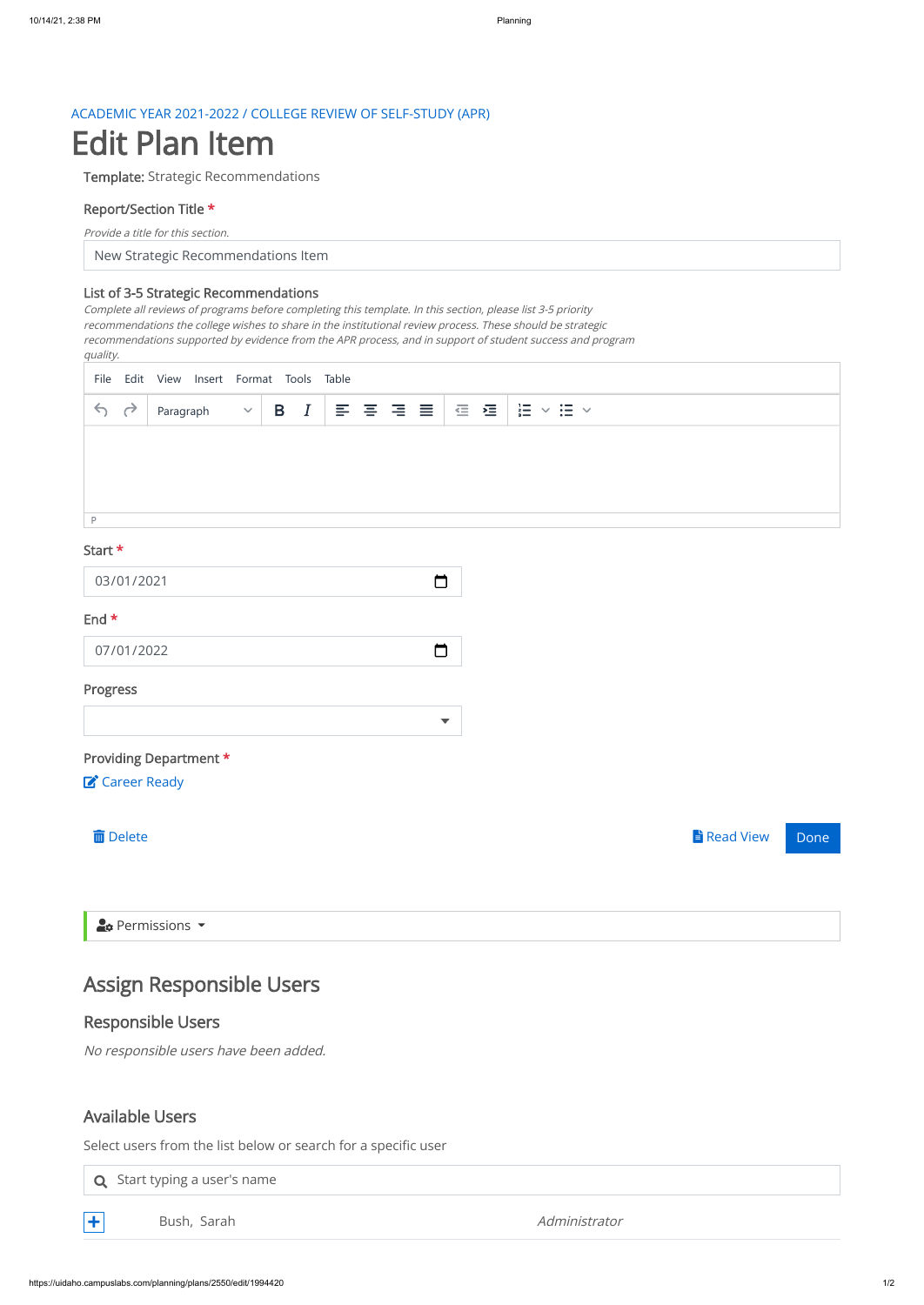ACADEMIC YEAR 2021-2022 / COLLEGE REVIEW OF SELF-STUDY (APR)

# Edit Plan Item

**Template:** Strategic Recommendations

**Report/Section Title** *

*Provide a title for this section.*

New Strategic Recommendations Item

**List of 3-5 Strategic Recommendations**

*Complete all reviews of programs before completing this template. In this section, please list 3-5 priority recommendations the college wishes to share in the institutional review process. These should be strategic recommendations supported by evidence from the APR process, and in support of student success and program quality.*

File Edit View Insert Format Tools Table

Paragraph

P

**Start** *

03/01/2021

**End** *

07/01/2022

**Progress**

**Providing Department** *

Career Ready

Delete

Read View

Done

Permissions

## Assign Responsible Users

### Responsible Users

*No responsible users have been added.*

### Available Users

Select users from the list below or search for a specific user

Start typing a user's name

| | | |
|---|---|---|
| + | Bush, Sarah | *Administrator* |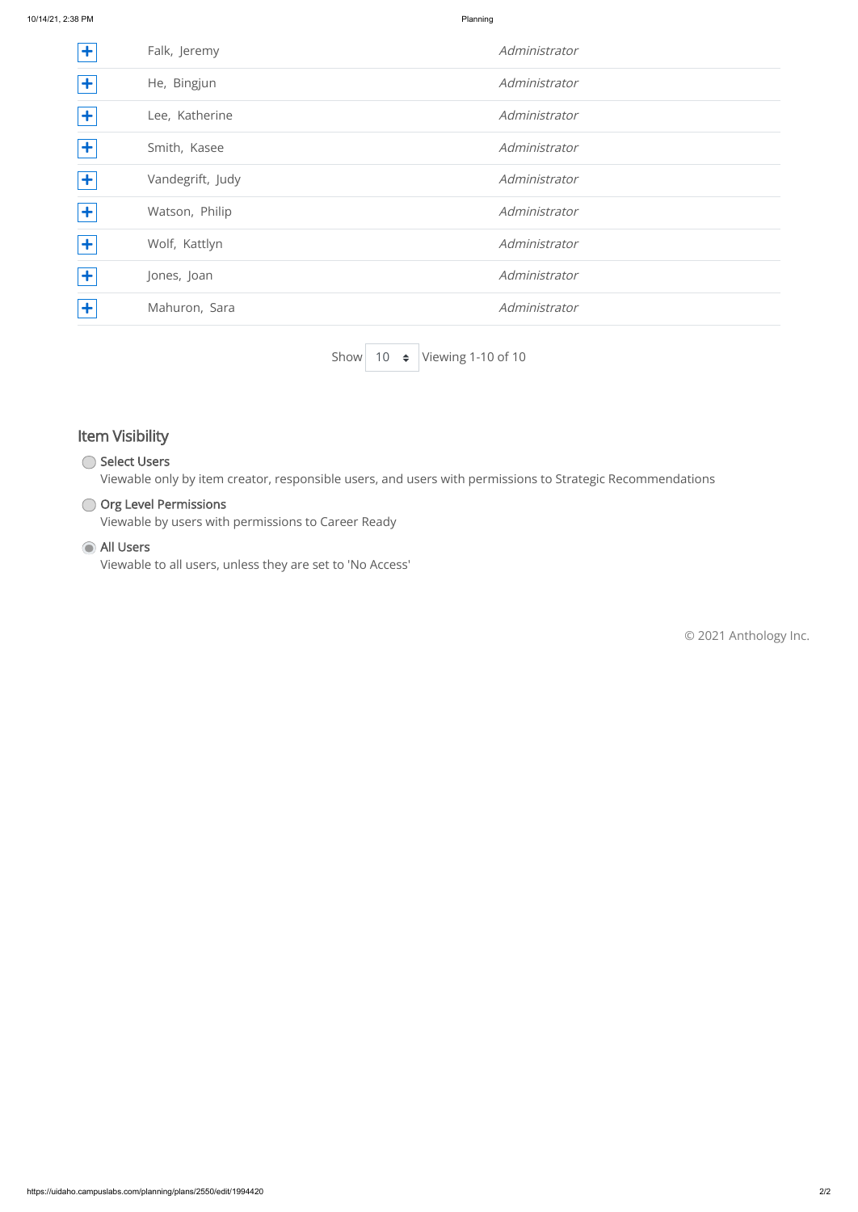| | | |
|---|---|---|
| + | Falk, Jeremy | *Administrator* |
| + | He, Bingjun | *Administrator* |
| + | Lee, Katherine | *Administrator* |
| + | Smith, Kasee | *Administrator* |
| + | Vandegrift, Judy | *Administrator* |
| + | Watson, Philip | *Administrator* |
| + | Wolf, Kattlyn | *Administrator* |
| + | Jones, Joan | *Administrator* |
| + | Mahuron, Sara | *Administrator* |

Show 10 Viewing 1-10 of 10

## Item Visibility

- ○ Select Users
  Viewable only by item creator, responsible users, and users with permissions to Strategic Recommendations
- ○ Org Level Permissions
  Viewable by users with permissions to Career Ready
- ◉ All Users
  Viewable to all users, unless they are set to 'No Access'

© 2021 Anthology Inc.